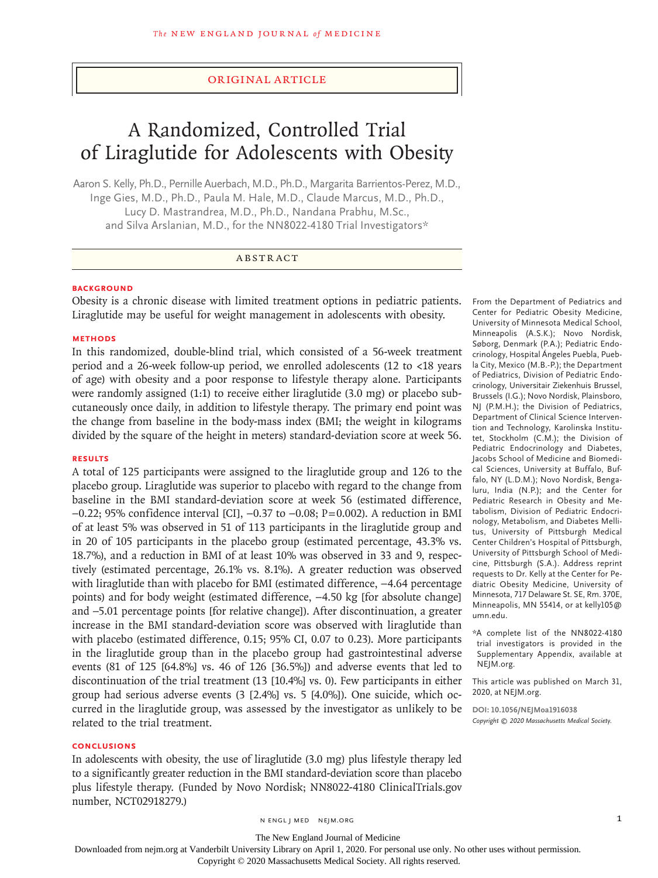ORIGINAL ARTICLE

# A Randomized, Controlled Trial of Liraglutide for Adolescents with Obesity

Aaron S. Kelly, Ph.D., Pernille Auerbach, M.D., Ph.D., Margarita Barrientos-Perez, M.D., Inge Gies, M.D., Ph.D., Paula M. Hale, M.D., Claude Marcus, M.D., Ph.D., Lucy D. Mastrandrea, M.D., Ph.D., Nandana Prabhu, M.Sc., and Silva Arslanian, M.D., for the NN8022-4180 Trial Investigators*

## ABSTRACT

### BACKGROUND

Obesity is a chronic disease with limited treatment options in pediatric patients. Liraglutide may be useful for weight management in adolescents with obesity.

### METHODS

In this randomized, double-blind trial, which consisted of a 56-week treatment period and a 26-week follow-up period, we enrolled adolescents (12 to <18 years of age) with obesity and a poor response to lifestyle therapy alone. Participants were randomly assigned (1:1) to receive either liraglutide (3.0 mg) or placebo subcutaneously once daily, in addition to lifestyle therapy. The primary end point was the change from baseline in the body-mass index (BMI; the weight in kilograms divided by the square of the height in meters) standard-deviation score at week 56.

### RESULTS

A total of 125 participants were assigned to the liraglutide group and 126 to the placebo group. Liraglutide was superior to placebo with regard to the change from baseline in the BMI standard-deviation score at week 56 (estimated difference, −0.22; 95% confidence interval [CI], −0.37 to −0.08; P=0.002). A reduction in BMI of at least 5% was observed in 51 of 113 participants in the liraglutide group and in 20 of 105 participants in the placebo group (estimated percentage, 43.3% vs. 18.7%), and a reduction in BMI of at least 10% was observed in 33 and 9, respectively (estimated percentage, 26.1% vs. 8.1%). A greater reduction was observed with liraglutide than with placebo for BMI (estimated difference, −4.64 percentage points) and for body weight (estimated difference, −4.50 kg [for absolute change] and −5.01 percentage points [for relative change]). After discontinuation, a greater increase in the BMI standard-deviation score was observed with liraglutide than with placebo (estimated difference, 0.15; 95% CI, 0.07 to 0.23). More participants in the liraglutide group than in the placebo group had gastrointestinal adverse events (81 of 125 [64.8%] vs. 46 of 126 [36.5%]) and adverse events that led to discontinuation of the trial treatment (13 [10.4%] vs. 0). Few participants in either group had serious adverse events (3 [2.4%] vs. 5 [4.0%]). One suicide, which occurred in the liraglutide group, was assessed by the investigator as unlikely to be related to the trial treatment.

### CONCLUSIONS

In adolescents with obesity, the use of liraglutide (3.0 mg) plus lifestyle therapy led to a significantly greater reduction in the BMI standard-deviation score than placebo plus lifestyle therapy. (Funded by Novo Nordisk; NN8022-4180 ClinicalTrials.gov number, NCT02918279.)

From the Department of Pediatrics and Center for Pediatric Obesity Medicine, University of Minnesota Medical School, Minneapolis (A.S.K.); Novo Nordisk, Søborg, Denmark (P.A.); Pediatric Endocrinology, Hospital Ángeles Puebla, Puebla City, Mexico (M.B.-P.); the Department of Pediatrics, Division of Pediatric Endocrinology, Universitair Ziekenhuis Brussel, Brussels (I.G.); Novo Nordisk, Plainsboro, NJ (P.M.H.); the Division of Pediatrics, Department of Clinical Science Intervention and Technology, Karolinska Institutet, Stockholm (C.M.); the Division of Pediatric Endocrinology and Diabetes, Jacobs School of Medicine and Biomedical Sciences, University at Buffalo, Buffalo, NY (L.D.M.); Novo Nordisk, Bengaluru, India (N.P.); and the Center for Pediatric Research in Obesity and Metabolism, Division of Pediatric Endocrinology, Metabolism, and Diabetes Mellitus, University of Pittsburgh Medical Center Children's Hospital of Pittsburgh, University of Pittsburgh School of Medicine, Pittsburgh (S.A.). Address reprint requests to Dr. Kelly at the Center for Pediatric Obesity Medicine, University of Minnesota, 717 Delaware St. SE, Rm. 370E, Minneapolis, MN 55414, or at kelly105@umn.edu.

*A complete list of the NN8022-4180 trial investigators is provided in the Supplementary Appendix, available at NEJM.org.

This article was published on March 31, 2020, at NEJM.org.

DOI: 10.1056/NEJMoa1916038

Copyright © 2020 Massachusetts Medical Society.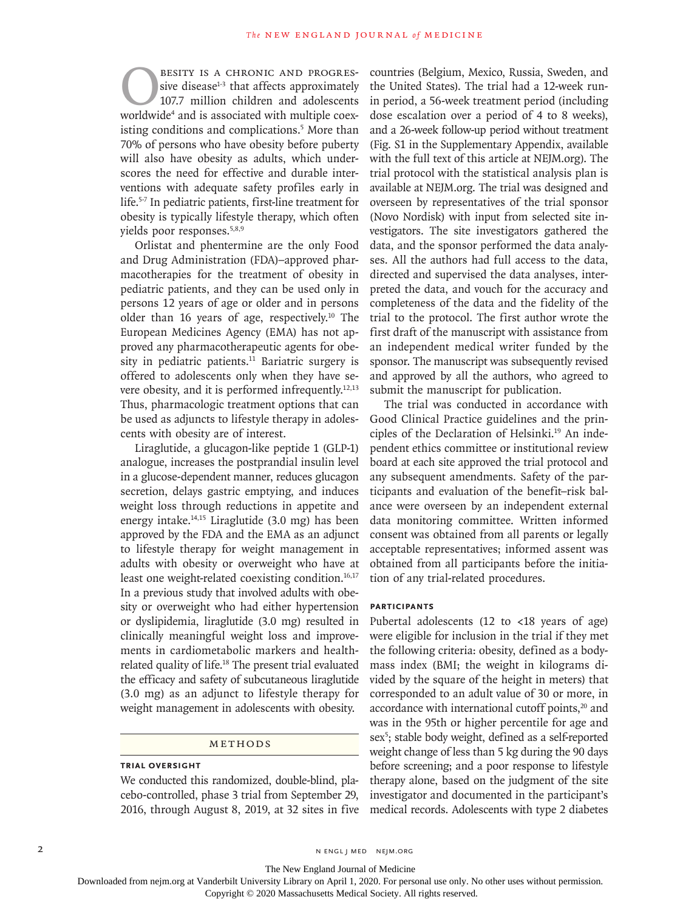Obesity is a chronic and progressive disease[1-3] that affects approximately 107.7 million children and adolescents worldwide[4] and is associated with multiple coexisting conditions and complications.[5] More than 70% of persons who have obesity before puberty will also have obesity as adults, which underscores the need for effective and durable interventions with adequate safety profiles early in life.[5-7] In pediatric patients, first-line treatment for obesity is typically lifestyle therapy, which often yields poor responses.[5,8,9]

Orlistat and phentermine are the only Food and Drug Administration (FDA)–approved pharmacotherapies for the treatment of obesity in pediatric patients, and they can be used only in persons 12 years of age or older and in persons older than 16 years of age, respectively.[10] The European Medicines Agency (EMA) has not approved any pharmacotherapeutic agents for obesity in pediatric patients.[11] Bariatric surgery is offered to adolescents only when they have severe obesity, and it is performed infrequently.[12,13] Thus, pharmacologic treatment options that can be used as adjuncts to lifestyle therapy in adolescents with obesity are of interest.

Liraglutide, a glucagon-like peptide 1 (GLP-1) analogue, increases the postprandial insulin level in a glucose-dependent manner, reduces glucagon secretion, delays gastric emptying, and induces weight loss through reductions in appetite and energy intake.[14,15] Liraglutide (3.0 mg) has been approved by the FDA and the EMA as an adjunct to lifestyle therapy for weight management in adults with obesity or overweight who have at least one weight-related coexisting condition.[16,17] In a previous study that involved adults with obesity or overweight who had either hypertension or dyslipidemia, liraglutide (3.0 mg) resulted in clinically meaningful weight loss and improvements in cardiometabolic markers and health-related quality of life.[18] The present trial evaluated the efficacy and safety of subcutaneous liraglutide (3.0 mg) as an adjunct to lifestyle therapy for weight management in adolescents with obesity.

## METHODS

### Trial Oversight

We conducted this randomized, double-blind, placebo-controlled, phase 3 trial from September 29, 2016, through August 8, 2019, at 32 sites in five countries (Belgium, Mexico, Russia, Sweden, and the United States). The trial had a 12-week run-in period, a 56-week treatment period (including dose escalation over a period of 4 to 8 weeks), and a 26-week follow-up period without treatment (Fig. S1 in the Supplementary Appendix, available with the full text of this article at NEJM.org). The trial protocol with the statistical analysis plan is available at NEJM.org. The trial was designed and overseen by representatives of the trial sponsor (Novo Nordisk) with input from selected site investigators. The site investigators gathered the data, and the sponsor performed the data analyses. All the authors had full access to the data, directed and supervised the data analyses, interpreted the data, and vouch for the accuracy and completeness of the data and the fidelity of the trial to the protocol. The first author wrote the first draft of the manuscript with assistance from an independent medical writer funded by the sponsor. The manuscript was subsequently revised and approved by all the authors, who agreed to submit the manuscript for publication.

The trial was conducted in accordance with Good Clinical Practice guidelines and the principles of the Declaration of Helsinki.[19] An independent ethics committee or institutional review board at each site approved the trial protocol and any subsequent amendments. Safety of the participants and evaluation of the benefit–risk balance were overseen by an independent external data monitoring committee. Written informed consent was obtained from all parents or legally acceptable representatives; informed assent was obtained from all participants before the initiation of any trial-related procedures.

### Participants

Pubertal adolescents (12 to <18 years of age) were eligible for inclusion in the trial if they met the following criteria: obesity, defined as a body-mass index (BMI; the weight in kilograms divided by the square of the height in meters) that corresponded to an adult value of 30 or more, in accordance with international cutoff points,[20] and was in the 95th or higher percentile for age and sex[5]; stable body weight, defined as a self-reported weight change of less than 5 kg during the 90 days before screening; and a poor response to lifestyle therapy alone, based on the judgment of the site investigator and documented in the participant's medical records. Adolescents with type 2 diabetes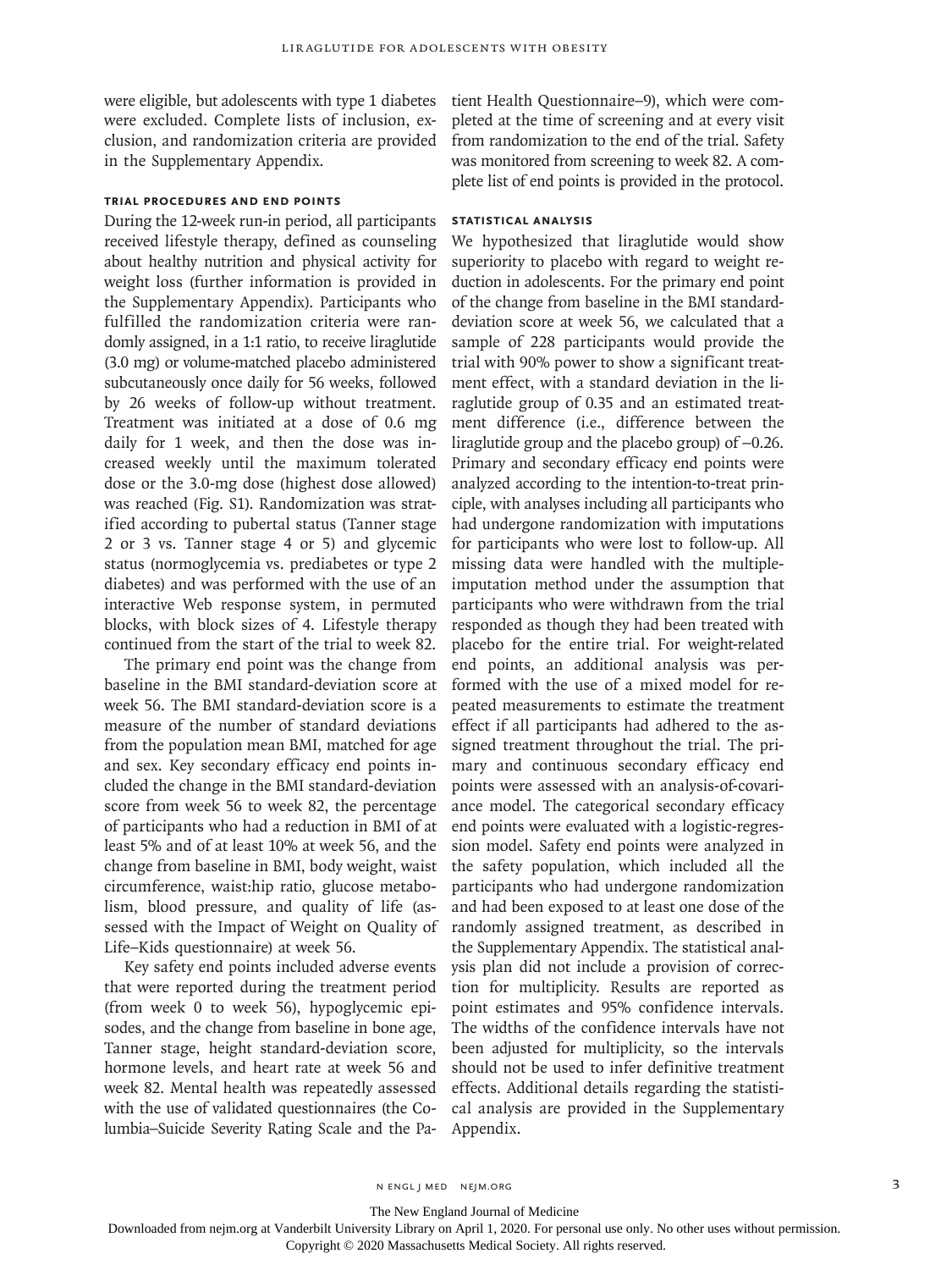were eligible, but adolescents with type 1 diabetes were excluded. Complete lists of inclusion, exclusion, and randomization criteria are provided in the Supplementary Appendix.

### TRIAL PROCEDURES AND END POINTS

During the 12-week run-in period, all participants received lifestyle therapy, defined as counseling about healthy nutrition and physical activity for weight loss (further information is provided in the Supplementary Appendix). Participants who fulfilled the randomization criteria were randomly assigned, in a 1:1 ratio, to receive liraglutide (3.0 mg) or volume-matched placebo administered subcutaneously once daily for 56 weeks, followed by 26 weeks of follow-up without treatment. Treatment was initiated at a dose of 0.6 mg daily for 1 week, and then the dose was increased weekly until the maximum tolerated dose or the 3.0-mg dose (highest dose allowed) was reached (Fig. S1). Randomization was stratified according to pubertal status (Tanner stage 2 or 3 vs. Tanner stage 4 or 5) and glycemic status (normoglycemia vs. prediabetes or type 2 diabetes) and was performed with the use of an interactive Web response system, in permuted blocks, with block sizes of 4. Lifestyle therapy continued from the start of the trial to week 82.

The primary end point was the change from baseline in the BMI standard-deviation score at week 56. The BMI standard-deviation score is a measure of the number of standard deviations from the population mean BMI, matched for age and sex. Key secondary efficacy end points included the change in the BMI standard-deviation score from week 56 to week 82, the percentage of participants who had a reduction in BMI of at least 5% and of at least 10% at week 56, and the change from baseline in BMI, body weight, waist circumference, waist:hip ratio, glucose metabolism, blood pressure, and quality of life (assessed with the Impact of Weight on Quality of Life–Kids questionnaire) at week 56.

Key safety end points included adverse events that were reported during the treatment period (from week 0 to week 56), hypoglycemic episodes, and the change from baseline in bone age, Tanner stage, height standard-deviation score, hormone levels, and heart rate at week 56 and week 82. Mental health was repeatedly assessed with the use of validated questionnaires (the Columbia–Suicide Severity Rating Scale and the Patient Health Questionnaire–9), which were completed at the time of screening and at every visit from randomization to the end of the trial. Safety was monitored from screening to week 82. A complete list of end points is provided in the protocol.

### STATISTICAL ANALYSIS

We hypothesized that liraglutide would show superiority to placebo with regard to weight reduction in adolescents. For the primary end point of the change from baseline in the BMI standard-deviation score at week 56, we calculated that a sample of 228 participants would provide the trial with 90% power to show a significant treatment effect, with a standard deviation in the liraglutide group of 0.35 and an estimated treatment difference (i.e., difference between the liraglutide group and the placebo group) of −0.26. Primary and secondary efficacy end points were analyzed according to the intention-to-treat principle, with analyses including all participants who had undergone randomization with imputations for participants who were lost to follow-up. All missing data were handled with the multiple-imputation method under the assumption that participants who were withdrawn from the trial responded as though they had been treated with placebo for the entire trial. For weight-related end points, an additional analysis was performed with the use of a mixed model for repeated measurements to estimate the treatment effect if all participants had adhered to the assigned treatment throughout the trial. The primary and continuous secondary efficacy end points were assessed with an analysis-of-covariance model. The categorical secondary efficacy end points were evaluated with a logistic-regression model. Safety end points were analyzed in the safety population, which included all the participants who had undergone randomization and had been exposed to at least one dose of the randomly assigned treatment, as described in the Supplementary Appendix. The statistical analysis plan did not include a provision of correction for multiplicity. Results are reported as point estimates and 95% confidence intervals. The widths of the confidence intervals have not been adjusted for multiplicity, so the intervals should not be used to infer definitive treatment effects. Additional details regarding the statistical analysis are provided in the Supplementary Appendix.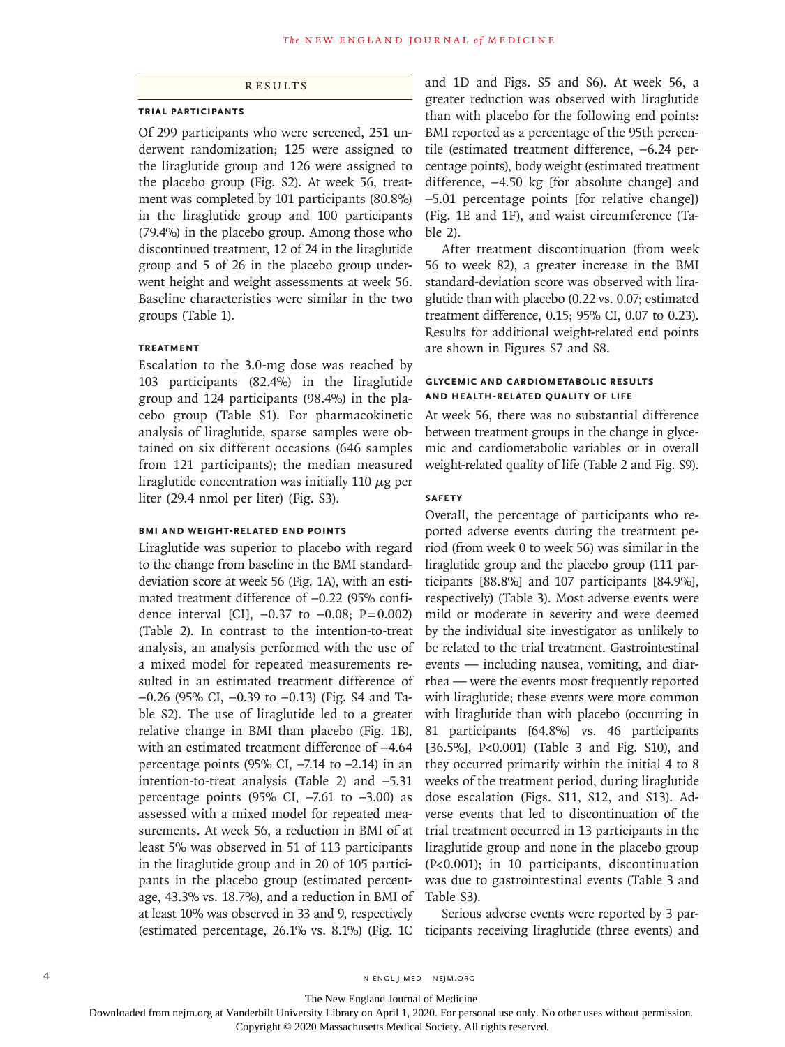## Results

### Trial Participants

Of 299 participants who were screened, 251 underwent randomization; 125 were assigned to the liraglutide group and 126 were assigned to the placebo group (Fig. S2). At week 56, treatment was completed by 101 participants (80.8%) in the liraglutide group and 100 participants (79.4%) in the placebo group. Among those who discontinued treatment, 12 of 24 in the liraglutide group and 5 of 26 in the placebo group underwent height and weight assessments at week 56. Baseline characteristics were similar in the two groups (Table 1).

### Treatment

Escalation to the 3.0-mg dose was reached by 103 participants (82.4%) in the liraglutide group and 124 participants (98.4%) in the placebo group (Table S1). For pharmacokinetic analysis of liraglutide, sparse samples were obtained on six different occasions (646 samples from 121 participants); the median measured liraglutide concentration was initially 110 μg per liter (29.4 nmol per liter) (Fig. S3).

### BMI and Weight-Related End Points

Liraglutide was superior to placebo with regard to the change from baseline in the BMI standard-deviation score at week 56 (Fig. 1A), with an estimated treatment difference of −0.22 (95% confidence interval [CI], −0.37 to −0.08; P=0.002) (Table 2). In contrast to the intention-to-treat analysis, an analysis performed with the use of a mixed model for repeated measurements resulted in an estimated treatment difference of −0.26 (95% CI, −0.39 to −0.13) (Fig. S4 and Table S2). The use of liraglutide led to a greater relative change in BMI than placebo (Fig. 1B), with an estimated treatment difference of −4.64 percentage points (95% CI, −7.14 to −2.14) in an intention-to-treat analysis (Table 2) and −5.31 percentage points (95% CI, −7.61 to −3.00) as assessed with a mixed model for repeated measurements. At week 56, a reduction in BMI of at least 5% was observed in 51 of 113 participants in the liraglutide group and in 20 of 105 participants in the placebo group (estimated percentage, 43.3% vs. 18.7%), and a reduction in BMI of at least 10% was observed in 33 and 9, respectively (estimated percentage, 26.1% vs. 8.1%) (Fig. 1C and 1D and Figs. S5 and S6). At week 56, a greater reduction was observed with liraglutide than with placebo for the following end points: BMI reported as a percentage of the 95th percentile (estimated treatment difference, −6.24 percentage points), body weight (estimated treatment difference, −4.50 kg [for absolute change] and −5.01 percentage points [for relative change]) (Fig. 1E and 1F), and waist circumference (Table 2).

After treatment discontinuation (from week 56 to week 82), a greater increase in the BMI standard-deviation score was observed with liraglutide than with placebo (0.22 vs. 0.07; estimated treatment difference, 0.15; 95% CI, 0.07 to 0.23). Results for additional weight-related end points are shown in Figures S7 and S8.

### Glycemic and Cardiometabolic Results and Health-Related Quality of Life

At week 56, there was no substantial difference between treatment groups in the change in glycemic and cardiometabolic variables or in overall weight-related quality of life (Table 2 and Fig. S9).

### Safety

Overall, the percentage of participants who reported adverse events during the treatment period (from week 0 to week 56) was similar in the liraglutide group and the placebo group (111 participants [88.8%] and 107 participants [84.9%], respectively) (Table 3). Most adverse events were mild or moderate in severity and were deemed by the individual site investigator as unlikely to be related to the trial treatment. Gastrointestinal events — including nausea, vomiting, and diarrhea — were the events most frequently reported with liraglutide; these events were more common with liraglutide than with placebo (occurring in 81 participants [64.8%] vs. 46 participants [36.5%], P<0.001) (Table 3 and Fig. S10), and they occurred primarily within the initial 4 to 8 weeks of the treatment period, during liraglutide dose escalation (Figs. S11, S12, and S13). Adverse events that led to discontinuation of the trial treatment occurred in 13 participants in the liraglutide group and none in the placebo group (P<0.001); in 10 participants, discontinuation was due to gastrointestinal events (Table 3 and Table S3).

Serious adverse events were reported by 3 participants receiving liraglutide (three events) and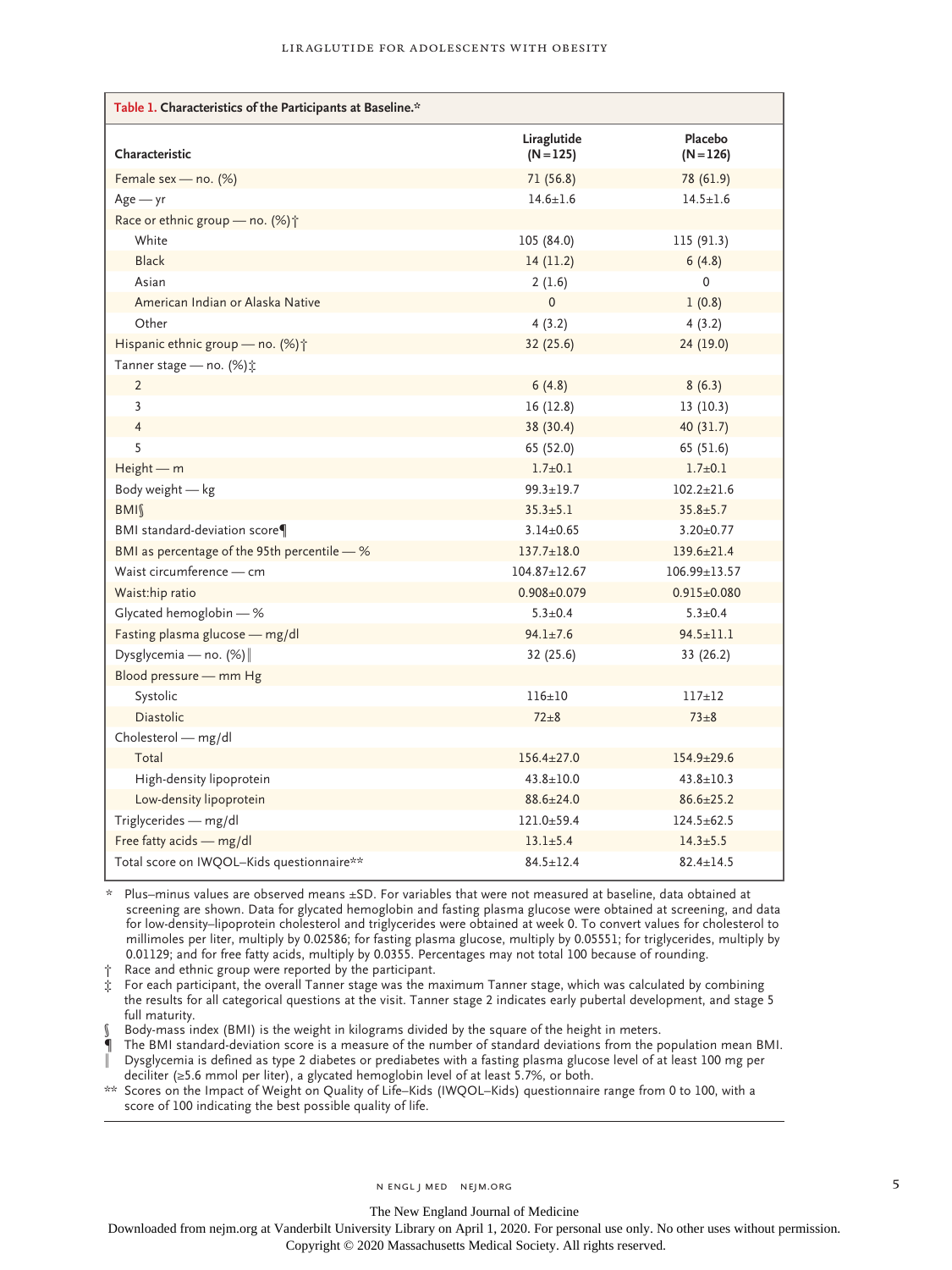**Table 1. Characteristics of the Participants at Baseline.***

| Characteristic | Liraglutide (N=125) | Placebo (N=126) |
|---|---|---|
| Female sex — no. (%) | 71 (56.8) | 78 (61.9) |
| Age — yr | 14.6±1.6 | 14.5±1.6 |
| Race or ethnic group — no. (%)† | | |
| White | 105 (84.0) | 115 (91.3) |
| Black | 14 (11.2) | 6 (4.8) |
| Asian | 2 (1.6) | 0 |
| American Indian or Alaska Native | 0 | 1 (0.8) |
| Other | 4 (3.2) | 4 (3.2) |
| Hispanic ethnic group — no. (%)† | 32 (25.6) | 24 (19.0) |
| Tanner stage — no. (%)‡ | | |
| 2 | 6 (4.8) | 8 (6.3) |
| 3 | 16 (12.8) | 13 (10.3) |
| 4 | 38 (30.4) | 40 (31.7) |
| 5 | 65 (52.0) | 65 (51.6) |
| Height — m | 1.7±0.1 | 1.7±0.1 |
| Body weight — kg | 99.3±19.7 | 102.2±21.6 |
| BMI§ | 35.3±5.1 | 35.8±5.7 |
| BMI standard-deviation score¶ | 3.14±0.65 | 3.20±0.77 |
| BMI as percentage of the 95th percentile — % | 137.7±18.0 | 139.6±21.4 |
| Waist circumference — cm | 104.87±12.67 | 106.99±13.57 |
| Waist:hip ratio | 0.908±0.079 | 0.915±0.080 |
| Glycated hemoglobin — % | 5.3±0.4 | 5.3±0.4 |
| Fasting plasma glucose — mg/dl | 94.1±7.6 | 94.5±11.1 |
| Dysglycemia — no. (%)‖ | 32 (25.6) | 33 (26.2) |
| Blood pressure — mm Hg | | |
| Systolic | 116±10 | 117±12 |
| Diastolic | 72±8 | 73±8 |
| Cholesterol — mg/dl | | |
| Total | 156.4±27.0 | 154.9±29.6 |
| High-density lipoprotein | 43.8±10.0 | 43.8±10.3 |
| Low-density lipoprotein | 88.6±24.0 | 86.6±25.2 |
| Triglycerides — mg/dl | 121.0±59.4 | 124.5±62.5 |
| Free fatty acids — mg/dl | 13.1±5.4 | 14.3±5.5 |
| Total score on IWQOL–Kids questionnaire** | 84.5±12.4 | 82.4±14.5 |

\* Plus–minus values are observed means ±SD. For variables that were not measured at baseline, data obtained at screening are shown. Data for glycated hemoglobin and fasting plasma glucose were obtained at screening, and data for low-density–lipoprotein cholesterol and triglycerides were obtained at week 0. To convert values for cholesterol to millimoles per liter, multiply by 0.02586; for fasting plasma glucose, multiply by 0.05551; for triglycerides, multiply by 0.01129; and for free fatty acids, multiply by 0.0355. Percentages may not total 100 because of rounding.

† Race and ethnic group were reported by the participant.

‡ For each participant, the overall Tanner stage was the maximum Tanner stage, which was calculated by combining the results for all categorical questions at the visit. Tanner stage 2 indicates early pubertal development, and stage 5 full maturity.

§ Body-mass index (BMI) is the weight in kilograms divided by the square of the height in meters.

¶ The BMI standard-deviation score is a measure of the number of standard deviations from the population mean BMI.

‖ Dysglycemia is defined as type 2 diabetes or prediabetes with a fasting plasma glucose level of at least 100 mg per deciliter (≥5.6 mmol per liter), a glycated hemoglobin level of at least 5.7%, or both.

** Scores on the Impact of Weight on Quality of Life–Kids (IWQOL–Kids) questionnaire range from 0 to 100, with a score of 100 indicating the best possible quality of life.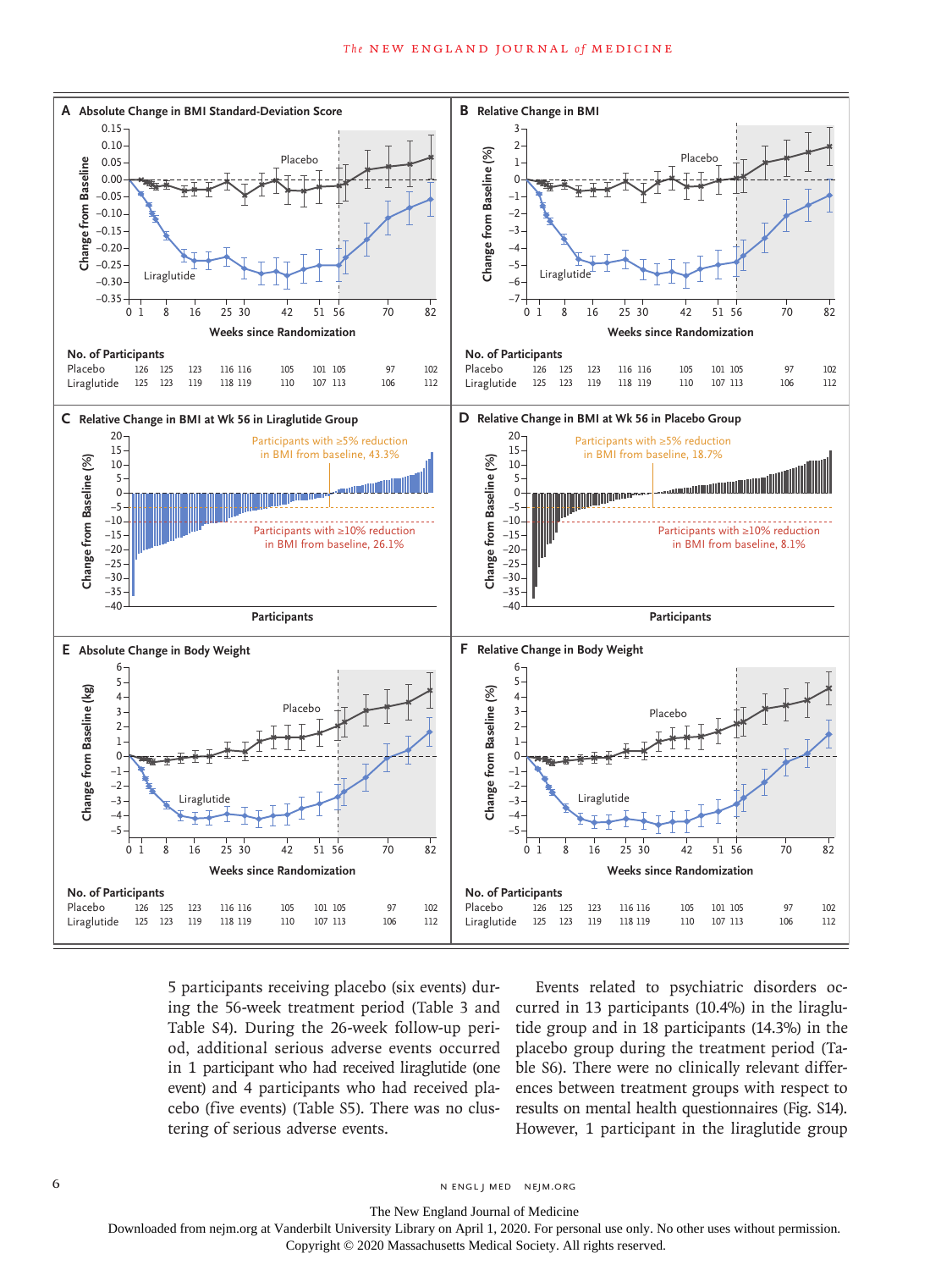**A** Absolute Change in BMI Standard-Deviation Score

**B** Relative Change in BMI

**C** Relative Change in BMI at Wk 56 in Liraglutide Group

Participants with ≥5% reduction in BMI from baseline, 43.3%

Participants with ≥10% reduction in BMI from baseline, 26.1%

**D** Relative Change in BMI at Wk 56 in Placebo Group

Participants with ≥5% reduction in BMI from baseline, 18.7%

Participants with ≥10% reduction in BMI from baseline, 8.1%

**E** Absolute Change in Body Weight

**F** Relative Change in Body Weight

| No. of Participants | 0 | 1 | 8 | 16 | 25 | 30 | 42 | 51 | 56 | 70 | 82 |
|---|---|---|---|---|---|---|---|---|---|---|---|
| Placebo | 126 | 125 | 123 | 116 | 116 | 105 | 101 | 105 | 97 | 102 | |
| Liraglutide | 125 | 123 | 119 | 118 | 119 | 110 | 107 | 113 | 106 | 112 | |

5 participants receiving placebo (six events) during the 56-week treatment period (Table 3 and Table S4). During the 26-week follow-up period, additional serious adverse events occurred in 1 participant who had received liraglutide (one event) and 4 participants who had received placebo (five events) (Table S5). There was no clustering of serious adverse events.

Events related to psychiatric disorders occurred in 13 participants (10.4%) in the liraglutide group and in 18 participants (14.3%) in the placebo group during the treatment period (Table S6). There were no clinically relevant differences between treatment groups with respect to results on mental health questionnaires (Fig. S14). However, 1 participant in the liraglutide group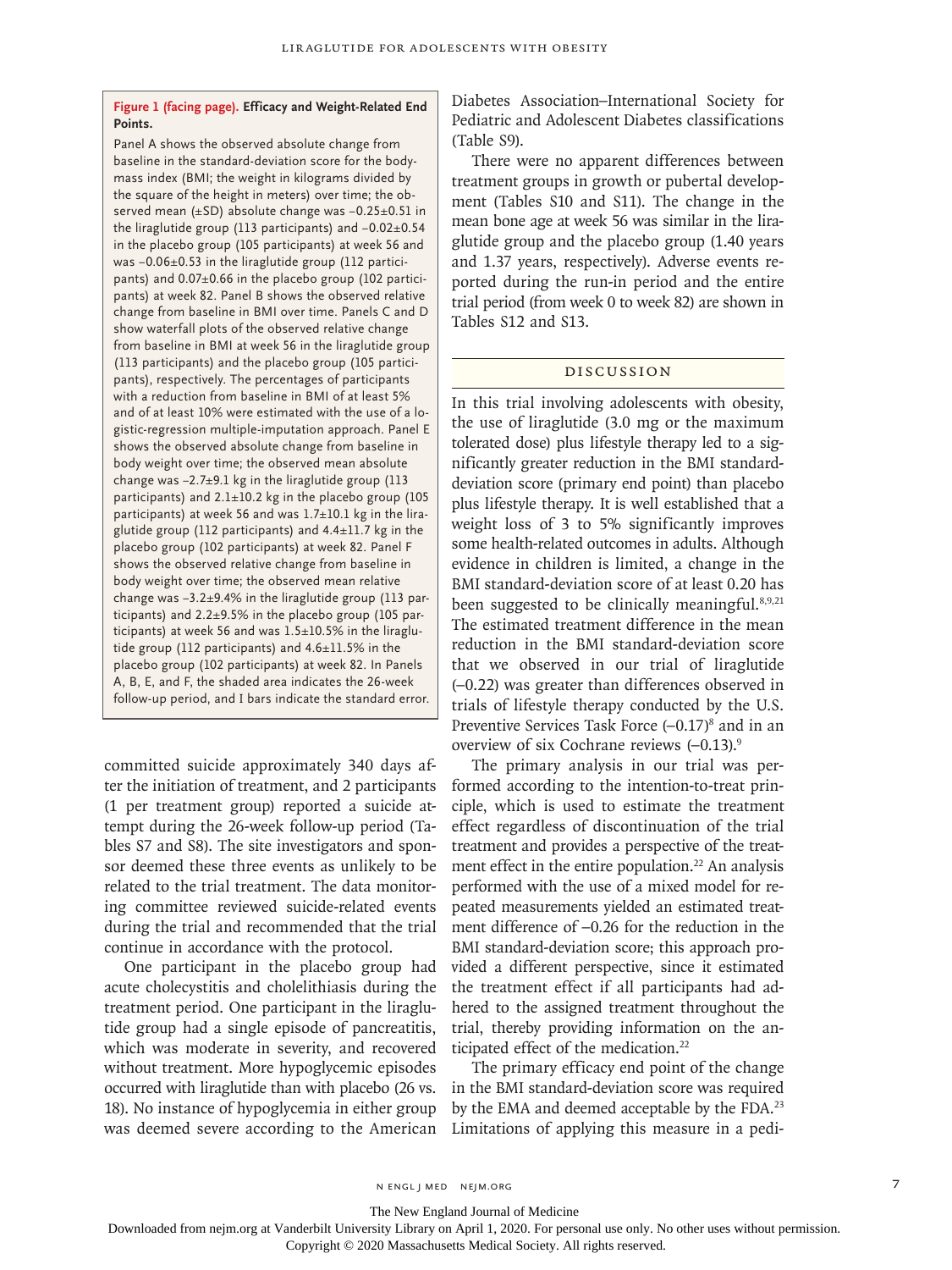**Figure 1 (facing page). Efficacy and Weight-Related End Points.**

Panel A shows the observed absolute change from baseline in the standard-deviation score for the body-mass index (BMI; the weight in kilograms divided by the square of the height in meters) over time; the observed mean (±SD) absolute change was −0.25±0.51 in the liraglutide group (113 participants) and −0.02±0.54 in the placebo group (105 participants) at week 56 and was −0.06±0.53 in the liraglutide group (112 participants) and 0.07±0.66 in the placebo group (102 participants) at week 82. Panel B shows the observed relative change from baseline in BMI over time. Panels C and D show waterfall plots of the observed relative change from baseline in BMI at week 56 in the liraglutide group (113 participants) and the placebo group (105 participants), respectively. The percentages of participants with a reduction from baseline in BMI of at least 5% and of at least 10% were estimated with the use of a logistic-regression multiple-imputation approach. Panel E shows the observed absolute change from baseline in body weight over time; the observed mean absolute change was −2.7±9.1 kg in the liraglutide group (113 participants) and 2.1±10.2 kg in the placebo group (105 participants) at week 56 and was 1.7±10.1 kg in the liraglutide group (112 participants) and 4.4±11.7 kg in the placebo group (102 participants) at week 82. Panel F shows the observed relative change from baseline in body weight over time; the observed mean relative change was −3.2±9.4% in the liraglutide group (113 participants) and 2.2±9.5% in the placebo group (105 participants) at week 56 and was 1.5±10.5% in the liraglutide group (112 participants) and 4.6±11.5% in the placebo group (102 participants) at week 82. In Panels A, B, E, and F, the shaded area indicates the 26-week follow-up period, and I bars indicate the standard error.

committed suicide approximately 340 days after the initiation of treatment, and 2 participants (1 per treatment group) reported a suicide attempt during the 26-week follow-up period (Tables S7 and S8). The site investigators and sponsor deemed these three events as unlikely to be related to the trial treatment. The data monitoring committee reviewed suicide-related events during the trial and recommended that the trial continue in accordance with the protocol.

One participant in the placebo group had acute cholecystitis and cholelithiasis during the treatment period. One participant in the liraglutide group had a single episode of pancreatitis, which was moderate in severity, and recovered without treatment. More hypoglycemic episodes occurred with liraglutide than with placebo (26 vs. 18). No instance of hypoglycemia in either group was deemed severe according to the American Diabetes Association–International Society for Pediatric and Adolescent Diabetes classifications (Table S9).

There were no apparent differences between treatment groups in growth or pubertal development (Tables S10 and S11). The change in the mean bone age at week 56 was similar in the liraglutide group and the placebo group (1.40 years and 1.37 years, respectively). Adverse events reported during the run-in period and the entire trial period (from week 0 to week 82) are shown in Tables S12 and S13.

## Discussion

In this trial involving adolescents with obesity, the use of liraglutide (3.0 mg or the maximum tolerated dose) plus lifestyle therapy led to a significantly greater reduction in the BMI standard-deviation score (primary end point) than placebo plus lifestyle therapy. It is well established that a weight loss of 3 to 5% significantly improves some health-related outcomes in adults. Although evidence in children is limited, a change in the BMI standard-deviation score of at least 0.20 has been suggested to be clinically meaningful.[8,9,21] The estimated treatment difference in the mean reduction in the BMI standard-deviation score that we observed in our trial of liraglutide (−0.22) was greater than differences observed in trials of lifestyle therapy conducted by the U.S. Preventive Services Task Force (−0.17)[8] and in an overview of six Cochrane reviews (−0.13).[9]

The primary analysis in our trial was performed according to the intention-to-treat principle, which is used to estimate the treatment effect regardless of discontinuation of the trial treatment and provides a perspective of the treatment effect in the entire population.[22] An analysis performed with the use of a mixed model for repeated measurements yielded an estimated treatment difference of −0.26 for the reduction in the BMI standard-deviation score; this approach provided a different perspective, since it estimated the treatment effect if all participants had adhered to the assigned treatment throughout the trial, thereby providing information on the anticipated effect of the medication.[22]

The primary efficacy end point of the change in the BMI standard-deviation score was required by the EMA and deemed acceptable by the FDA.[23] Limitations of applying this measure in a pedi-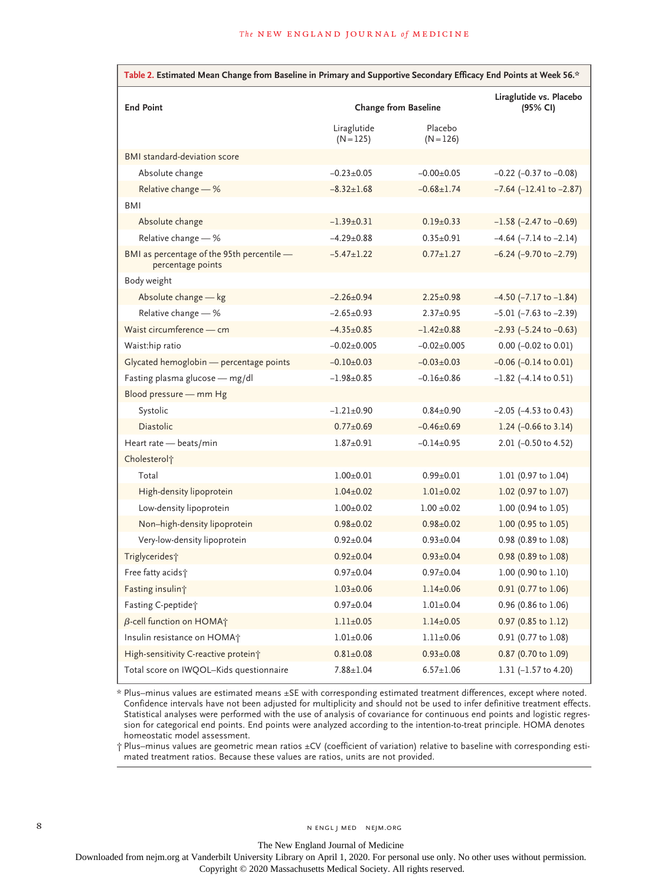**Table 2. Estimated Mean Change from Baseline in Primary and Supportive Secondary Efficacy End Points at Week 56.***

| End Point | Change from Baseline | | Liraglutide vs. Placebo (95% CI) |
|---|---|---|---|
| | Liraglutide (N=125) | Placebo (N=126) | |
| BMI standard-deviation score | | | |
| Absolute change | −0.23±0.05 | −0.00±0.05 | −0.22 (−0.37 to −0.08) |
| Relative change — % | −8.32±1.68 | −0.68±1.74 | −7.64 (−12.41 to −2.87) |
| BMI | | | |
| Absolute change | −1.39±0.31 | 0.19±0.33 | −1.58 (−2.47 to −0.69) |
| Relative change — % | −4.29±0.88 | 0.35±0.91 | −4.64 (−7.14 to −2.14) |
| BMI as percentage of the 95th percentile — percentage points | −5.47±1.22 | 0.77±1.27 | −6.24 (−9.70 to −2.79) |
| Body weight | | | |
| Absolute change — kg | −2.26±0.94 | 2.25±0.98 | −4.50 (−7.17 to −1.84) |
| Relative change — % | −2.65±0.93 | 2.37±0.95 | −5.01 (−7.63 to −2.39) |
| Waist circumference — cm | −4.35±0.85 | −1.42±0.88 | −2.93 (−5.24 to −0.63) |
| Waist:hip ratio | −0.02±0.005 | −0.02±0.005 | 0.00 (−0.02 to 0.01) |
| Glycated hemoglobin — percentage points | −0.10±0.03 | −0.03±0.03 | −0.06 (−0.14 to 0.01) |
| Fasting plasma glucose — mg/dl | −1.98±0.85 | −0.16±0.86 | −1.82 (−4.14 to 0.51) |
| Blood pressure — mm Hg | | | |
| Systolic | −1.21±0.90 | 0.84±0.90 | −2.05 (−4.53 to 0.43) |
| Diastolic | 0.77±0.69 | −0.46±0.69 | 1.24 (−0.66 to 3.14) |
| Heart rate — beats/min | 1.87±0.91 | −0.14±0.95 | 2.01 (−0.50 to 4.52) |
| Cholesterol† | | | |
| Total | 1.00±0.01 | 0.99±0.01 | 1.01 (0.97 to 1.04) |
| High-density lipoprotein | 1.04±0.02 | 1.01±0.02 | 1.02 (0.97 to 1.07) |
| Low-density lipoprotein | 1.00±0.02 | 1.00 ±0.02 | 1.00 (0.94 to 1.05) |
| Non–high-density lipoprotein | 0.98±0.02 | 0.98±0.02 | 1.00 (0.95 to 1.05) |
| Very-low-density lipoprotein | 0.92±0.04 | 0.93±0.04 | 0.98 (0.89 to 1.08) |
| Triglycerides† | 0.92±0.04 | 0.93±0.04 | 0.98 (0.89 to 1.08) |
| Free fatty acids† | 0.97±0.04 | 0.97±0.04 | 1.00 (0.90 to 1.10) |
| Fasting insulin† | 1.03±0.06 | 1.14±0.06 | 0.91 (0.77 to 1.06) |
| Fasting C-peptide† | 0.97±0.04 | 1.01±0.04 | 0.96 (0.86 to 1.06) |
| β-cell function on HOMA† | 1.11±0.05 | 1.14±0.05 | 0.97 (0.85 to 1.12) |
| Insulin resistance on HOMA† | 1.01±0.06 | 1.11±0.06 | 0.91 (0.77 to 1.08) |
| High-sensitivity C-reactive protein† | 0.81±0.08 | 0.93±0.08 | 0.87 (0.70 to 1.09) |
| Total score on IWQOL–Kids questionnaire | 7.88±1.04 | 6.57±1.06 | 1.31 (−1.57 to 4.20) |

\* Plus–minus values are estimated means ±SE with corresponding estimated treatment differences, except where noted. Confidence intervals have not been adjusted for multiplicity and should not be used to infer definitive treatment effects. Statistical analyses were performed with the use of analysis of covariance for continuous end points and logistic regression for categorical end points. End points were analyzed according to the intention-to-treat principle. HOMA denotes homeostatic model assessment.

† Plus–minus values are geometric mean ratios ±CV (coefficient of variation) relative to baseline with corresponding estimated treatment ratios. Because these values are ratios, units are not provided.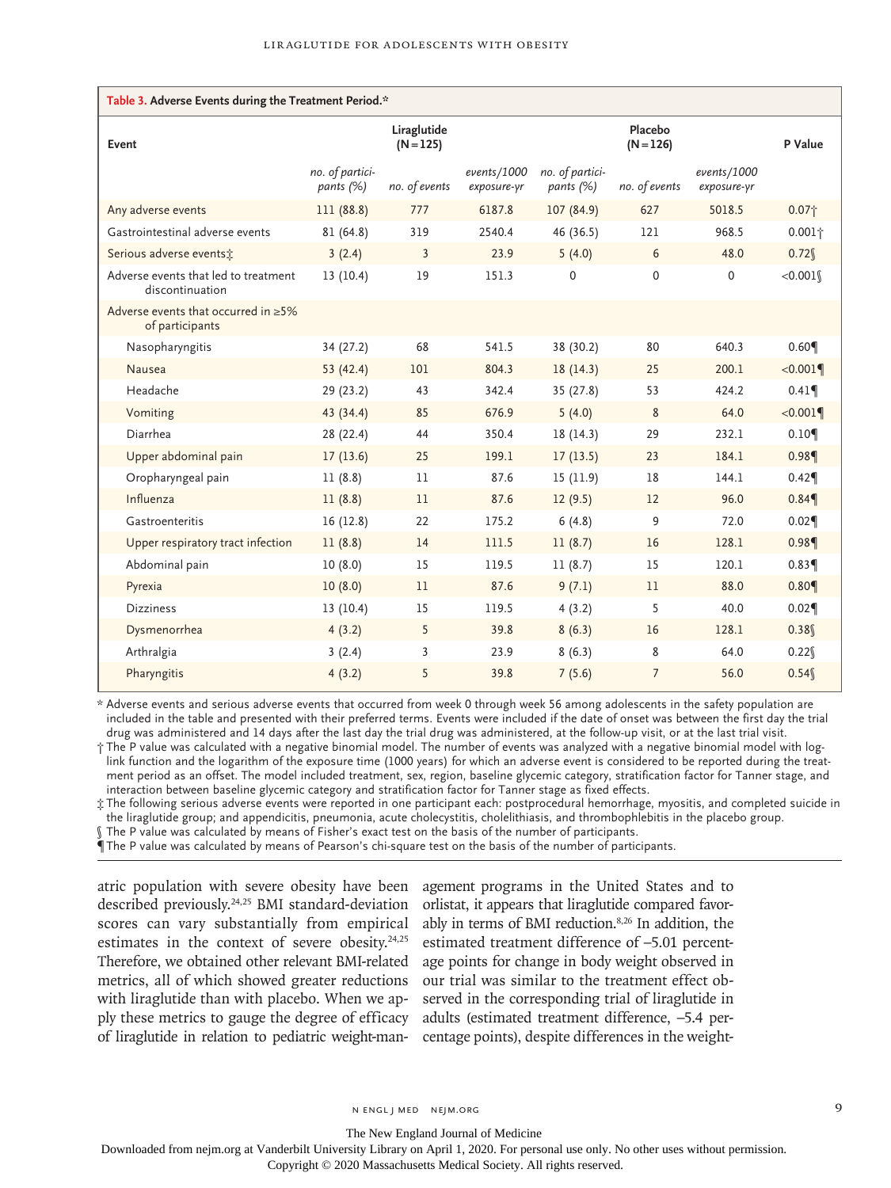**Table 3. Adverse Events during the Treatment Period.***

| Event | Liraglutide (N=125) | | | Placebo (N=126) | | | P Value |
|---|---|---|---|---|---|---|---|
| | *no. of participants (%)* | *no. of events* | *events/1000 exposure-yr* | *no. of participants (%)* | *no. of events* | *events/1000 exposure-yr* | |
| Any adverse events | 111 (88.8) | 777 | 6187.8 | 107 (84.9) | 627 | 5018.5 | 0.07† |
| Gastrointestinal adverse events | 81 (64.8) | 319 | 2540.4 | 46 (36.5) | 121 | 968.5 | 0.001† |
| Serious adverse events‡ | 3 (2.4) | 3 | 23.9 | 5 (4.0) | 6 | 48.0 | 0.72§ |
| Adverse events that led to treatment discontinuation | 13 (10.4) | 19 | 151.3 | 0 | 0 | 0 | <0.001§ |
| Adverse events that occurred in ≥5% of participants | | | | | | | |
| Nasopharyngitis | 34 (27.2) | 68 | 541.5 | 38 (30.2) | 80 | 640.3 | 0.60¶ |
| Nausea | 53 (42.4) | 101 | 804.3 | 18 (14.3) | 25 | 200.1 | <0.001¶ |
| Headache | 29 (23.2) | 43 | 342.4 | 35 (27.8) | 53 | 424.2 | 0.41¶ |
| Vomiting | 43 (34.4) | 85 | 676.9 | 5 (4.0) | 8 | 64.0 | <0.001¶ |
| Diarrhea | 28 (22.4) | 44 | 350.4 | 18 (14.3) | 29 | 232.1 | 0.10¶ |
| Upper abdominal pain | 17 (13.6) | 25 | 199.1 | 17 (13.5) | 23 | 184.1 | 0.98¶ |
| Oropharyngeal pain | 11 (8.8) | 11 | 87.6 | 15 (11.9) | 18 | 144.1 | 0.42¶ |
| Influenza | 11 (8.8) | 11 | 87.6 | 12 (9.5) | 12 | 96.0 | 0.84¶ |
| Gastroenteritis | 16 (12.8) | 22 | 175.2 | 6 (4.8) | 9 | 72.0 | 0.02¶ |
| Upper respiratory tract infection | 11 (8.8) | 14 | 111.5 | 11 (8.7) | 16 | 128.1 | 0.98¶ |
| Abdominal pain | 10 (8.0) | 15 | 119.5 | 11 (8.7) | 15 | 120.1 | 0.83¶ |
| Pyrexia | 10 (8.0) | 11 | 87.6 | 9 (7.1) | 11 | 88.0 | 0.80¶ |
| Dizziness | 13 (10.4) | 15 | 119.5 | 4 (3.2) | 5 | 40.0 | 0.02¶ |
| Dysmenorrhea | 4 (3.2) | 5 | 39.8 | 8 (6.3) | 16 | 128.1 | 0.38§ |
| Arthralgia | 3 (2.4) | 3 | 23.9 | 8 (6.3) | 8 | 64.0 | 0.22§ |
| Pharyngitis | 4 (3.2) | 5 | 39.8 | 7 (5.6) | 7 | 56.0 | 0.54§ |

\* Adverse events and serious adverse events that occurred from week 0 through week 56 among adolescents in the safety population are included in the table and presented with their preferred terms. Events were included if the date of onset was between the first day the trial drug was administered and 14 days after the last day the trial drug was administered, at the follow-up visit, or at the last trial visit.

† The P value was calculated with a negative binomial model. The number of events was analyzed with a negative binomial model with log-link function and the logarithm of the exposure time (1000 years) for which an adverse event is considered to be reported during the treatment period as an offset. The model included treatment, sex, region, baseline glycemic category, stratification factor for Tanner stage, and interaction between baseline glycemic category and stratification factor for Tanner stage as fixed effects.

‡ The following serious adverse events were reported in one participant each: postprocedural hemorrhage, myositis, and completed suicide in the liraglutide group; and appendicitis, pneumonia, acute cholecystitis, cholelithiasis, and thrombophlebitis in the placebo group.

§ The P value was calculated by means of Fisher's exact test on the basis of the number of participants.

¶ The P value was calculated by means of Pearson's chi-square test on the basis of the number of participants.

atric population with severe obesity have been described previously.[24,25] BMI standard-deviation scores can vary substantially from empirical estimates in the context of severe obesity.[24,25] Therefore, we obtained other relevant BMI-related metrics, all of which showed greater reductions with liraglutide than with placebo. When we apply these metrics to gauge the degree of efficacy of liraglutide in relation to pediatric weight-management programs in the United States and to orlistat, it appears that liraglutide compared favorably in terms of BMI reduction.[8,26] In addition, the estimated treatment difference of −5.01 percentage points for change in body weight observed in our trial was similar to the treatment effect observed in the corresponding trial of liraglutide in adults (estimated treatment difference, −5.4 percentage points), despite differences in the weight-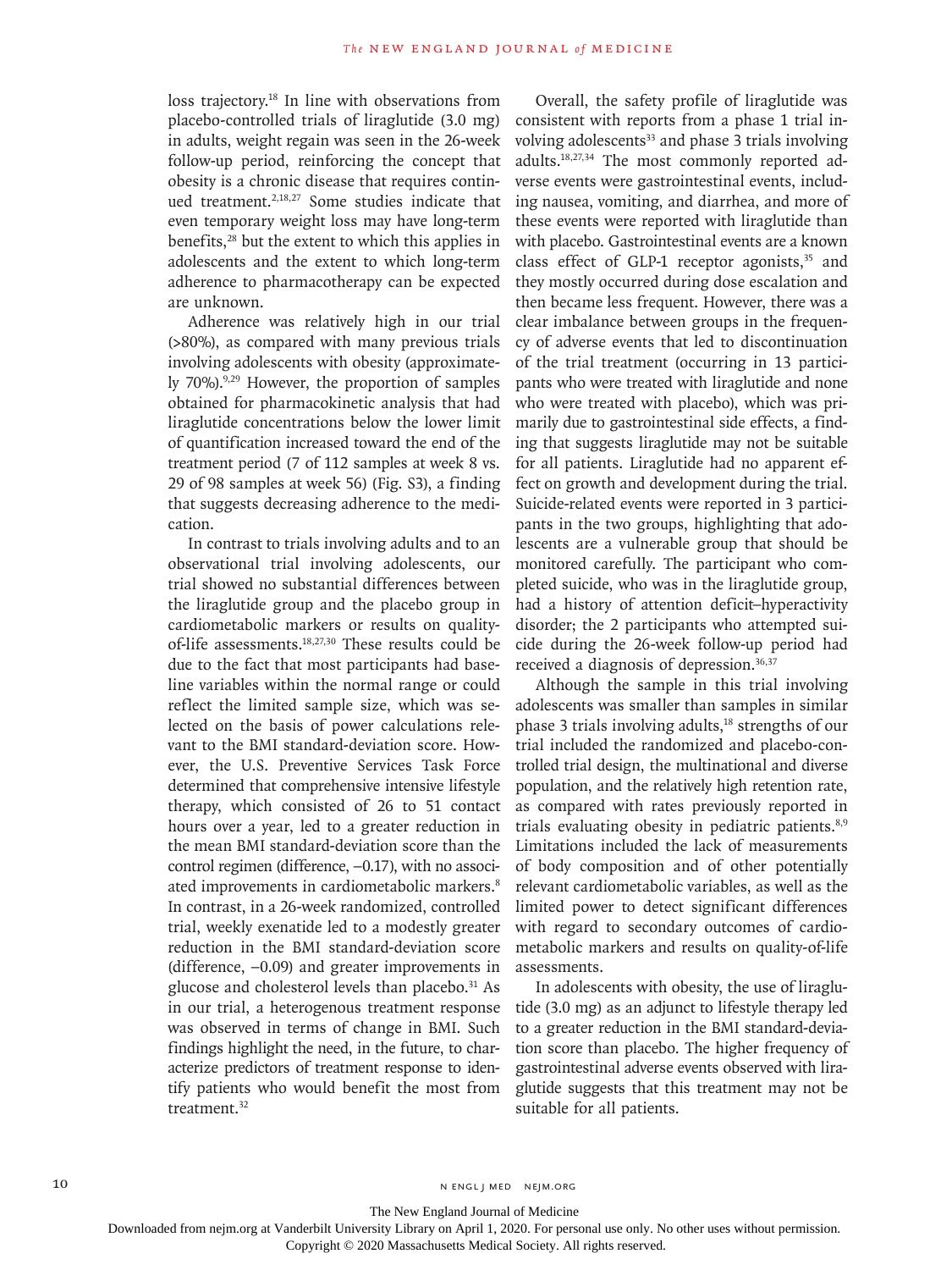loss trajectory.[18] In line with observations from placebo-controlled trials of liraglutide (3.0 mg) in adults, weight regain was seen in the 26-week follow-up period, reinforcing the concept that obesity is a chronic disease that requires continued treatment.[2,18,27] Some studies indicate that even temporary weight loss may have long-term benefits,[28] but the extent to which this applies in adolescents and the extent to which long-term adherence to pharmacotherapy can be expected are unknown.

Adherence was relatively high in our trial (>80%), as compared with many previous trials involving adolescents with obesity (approximately 70%).[9,29] However, the proportion of samples obtained for pharmacokinetic analysis that had liraglutide concentrations below the lower limit of quantification increased toward the end of the treatment period (7 of 112 samples at week 8 vs. 29 of 98 samples at week 56) (Fig. S3), a finding that suggests decreasing adherence to the medication.

In contrast to trials involving adults and to an observational trial involving adolescents, our trial showed no substantial differences between the liraglutide group and the placebo group in cardiometabolic markers or results on quality-of-life assessments.[18,27,30] These results could be due to the fact that most participants had baseline variables within the normal range or could reflect the limited sample size, which was selected on the basis of power calculations relevant to the BMI standard-deviation score. However, the U.S. Preventive Services Task Force determined that comprehensive intensive lifestyle therapy, which consisted of 26 to 51 contact hours over a year, led to a greater reduction in the mean BMI standard-deviation score than the control regimen (difference, −0.17), with no associated improvements in cardiometabolic markers.[8] In contrast, in a 26-week randomized, controlled trial, weekly exenatide led to a modestly greater reduction in the BMI standard-deviation score (difference, −0.09) and greater improvements in glucose and cholesterol levels than placebo.[31] As in our trial, a heterogenous treatment response was observed in terms of change in BMI. Such findings highlight the need, in the future, to characterize predictors of treatment response to identify patients who would benefit the most from treatment.[32]

Overall, the safety profile of liraglutide was consistent with reports from a phase 1 trial involving adolescents[33] and phase 3 trials involving adults.[18,27,34] The most commonly reported adverse events were gastrointestinal events, including nausea, vomiting, and diarrhea, and more of these events were reported with liraglutide than with placebo. Gastrointestinal events are a known class effect of GLP-1 receptor agonists,[35] and they mostly occurred during dose escalation and then became less frequent. However, there was a clear imbalance between groups in the frequency of adverse events that led to discontinuation of the trial treatment (occurring in 13 participants who were treated with liraglutide and none who were treated with placebo), which was primarily due to gastrointestinal side effects, a finding that suggests liraglutide may not be suitable for all patients. Liraglutide had no apparent effect on growth and development during the trial. Suicide-related events were reported in 3 participants in the two groups, highlighting that adolescents are a vulnerable group that should be monitored carefully. The participant who completed suicide, who was in the liraglutide group, had a history of attention deficit–hyperactivity disorder; the 2 participants who attempted suicide during the 26-week follow-up period had received a diagnosis of depression.[36,37]

Although the sample in this trial involving adolescents was smaller than samples in similar phase 3 trials involving adults,[18] strengths of our trial included the randomized and placebo-controlled trial design, the multinational and diverse population, and the relatively high retention rate, as compared with rates previously reported in trials evaluating obesity in pediatric patients.[8,9] Limitations included the lack of measurements of body composition and of other potentially relevant cardiometabolic variables, as well as the limited power to detect significant differences with regard to secondary outcomes of cardiometabolic markers and results on quality-of-life assessments.

In adolescents with obesity, the use of liraglutide (3.0 mg) as an adjunct to lifestyle therapy led to a greater reduction in the BMI standard-deviation score than placebo. The higher frequency of gastrointestinal adverse events observed with liraglutide suggests that this treatment may not be suitable for all patients.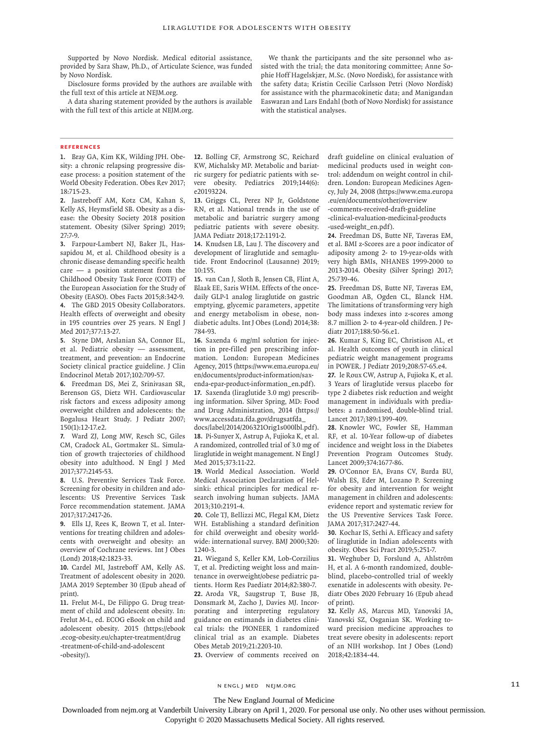Supported by Novo Nordisk. Medical editorial assistance, provided by Sara Shaw, Ph.D., of Articulate Science, was funded by Novo Nordisk.

Disclosure forms provided by the authors are available with the full text of this article at NEJM.org.

A data sharing statement provided by the authors is available with the full text of this article at NEJM.org.

We thank the participants and the site personnel who assisted with the trial; the data monitoring committee; Anne Sophie Hoff Hagelskjær, M.Sc. (Novo Nordisk), for assistance with the safety data; Kristin Cecilie Carlsson Petri (Novo Nordisk) for assistance with the pharmacokinetic data; and Manigandan Easwaran and Lars Endahl (both of Novo Nordisk) for assistance with the statistical analyses.

## References

1. Bray GA, Kim KK, Wilding JPH. Obesity: a chronic relapsing progressive disease process: a position statement of the World Obesity Federation. Obes Rev 2017; 18:715-23.
2. Jastreboff AM, Kotz CM, Kahan S, Kelly AS, Heymsfield SB. Obesity as a disease: the Obesity Society 2018 position statement. Obesity (Silver Spring) 2019; 27:7-9.
3. Farpour-Lambert NJ, Baker JL, Hassapidou M, et al. Childhood obesity is a chronic disease demanding specific health care — a position statement from the Childhood Obesity Task Force (COTF) of the European Association for the Study of Obesity (EASO). Obes Facts 2015;8:342-9.
4. The GBD 2015 Obesity Collaborators. Health effects of overweight and obesity in 195 countries over 25 years. N Engl J Med 2017;377:13-27.
5. Styne DM, Arslanian SA, Connor EL, et al. Pediatric obesity — assessment, treatment, and prevention: an Endocrine Society clinical practice guideline. J Clin Endocrinol Metab 2017;102:709-57.
6. Freedman DS, Mei Z, Srinivasan SR, Berenson GS, Dietz WH. Cardiovascular risk factors and excess adiposity among overweight children and adolescents: the Bogalusa Heart Study. J Pediatr 2007; 150(1):12-17.e2.
7. Ward ZJ, Long MW, Resch SC, Giles CM, Cradock AL, Gortmaker SL. Simulation of growth trajectories of childhood obesity into adulthood. N Engl J Med 2017;377:2145-53.
8. U.S. Preventive Services Task Force. Screening for obesity in children and adolescents: US Preventive Services Task Force recommendation statement. JAMA 2017;317:2417-26.
9. Ells LJ, Rees K, Brown T, et al. Interventions for treating children and adolescents with overweight and obesity: an overview of Cochrane reviews. Int J Obes (Lond) 2018;42:1823-33.
10. Cardel MI, Jastreboff AM, Kelly AS. Treatment of adolescent obesity in 2020. JAMA 2019 September 30 (Epub ahead of print).
11. Frelut M-L, De Filippo G. Drug treatment of child and adolescent obesity. In: Frelut M-L, ed. ECOG eBook on child and adolescent obesity. 2015 (https://ebook.ecog-obesity.eu/chapter-treatment/drug-treatment-of-child-and-adolescent-obesity/).
12. Bolling CF, Armstrong SC, Reichard KW, Michalsky MP. Metabolic and bariatric surgery for pediatric patients with severe obesity. Pediatrics 2019;144(6): e20193224.
13. Griggs CL, Perez NP Jr, Goldstone RN, et al. National trends in the use of metabolic and bariatric surgery among pediatric patients with severe obesity. JAMA Pediatr 2018;172:1191-2.
14. Knudsen LB, Lau J. The discovery and development of liraglutide and semaglutide. Front Endocrinol (Lausanne) 2019; 10:155.
15. van Can J, Sloth B, Jensen CB, Flint A, Blaak EE, Saris WHM. Effects of the once-daily GLP-1 analog liraglutide on gastric emptying, glycemic parameters, appetite and energy metabolism in obese, non-diabetic adults. Int J Obes (Lond) 2014;38: 784-93.
16. Saxenda 6 mg/ml solution for injection in pre-filled pen prescribing information. London: European Medicines Agency, 2015 (https://www.ema.europa.eu/en/documents/product-information/saxenda-epar-product-information_en.pdf).
17. Saxenda (liraglutide 3.0 mg) prescribing information. Silver Spring, MD: Food and Drug Administration, 2014 (https://www.accessdata.fda.gov/drugsatfda_docs/label/2014/206321Orig1s000lbl.pdf).
18. Pi-Sunyer X, Astrup A, Fujioka K, et al. A randomized, controlled trial of 3.0 mg of liraglutide in weight management. N Engl J Med 2015;373:11-22.
19. World Medical Association. World Medical Association Declaration of Helsinki: ethical principles for medical research involving human subjects. JAMA 2013;310:2191-4.
20. Cole TJ, Bellizzi MC, Flegal KM, Dietz WH. Establishing a standard definition for child overweight and obesity worldwide: international survey. BMJ 2000;320: 1240-3.
21. Wiegand S, Keller KM, Lob-Corzilius T, et al. Predicting weight loss and maintenance in overweight/obese pediatric patients. Horm Res Paediatr 2014;82:380-7.
22. Aroda VR, Saugstrup T, Buse JB, Donsmark M, Zacho J, Davies MJ. Incorporating and interpreting regulatory guidance on estimands in diabetes clinical trials: the PIONEER 1 randomized clinical trial as an example. Diabetes Obes Metab 2019;21:2203-10.
23. Overview of comments received on draft guideline on clinical evaluation of medicinal products used in weight control: addendum on weight control in children. London: European Medicines Agency, July 24, 2008 (https://www.ema.europa.eu/en/documents/other/overview-comments-received-draft-guideline-clinical-evaluation-medicinal-products-used-weight_en.pdf).
24. Freedman DS, Butte NF, Taveras EM, et al. BMI z-Scores are a poor indicator of adiposity among 2- to 19-year-olds with very high BMIs, NHANES 1999-2000 to 2013-2014. Obesity (Silver Spring) 2017; 25:739-46.
25. Freedman DS, Butte NF, Taveras EM, Goodman AB, Ogden CL, Blanck HM. The limitations of transforming very high body mass indexes into z-scores among 8.7 million 2- to 4-year-old children. J Pediatr 2017;188:50-56.e1.
26. Kumar S, King EC, Christison AL, et al. Health outcomes of youth in clinical pediatric weight management programs in POWER. J Pediatr 2019;208:57-65.e4.
27. le Roux CW, Astrup A, Fujioka K, et al. 3 Years of liraglutide versus placebo for type 2 diabetes risk reduction and weight management in individuals with prediabetes: a randomised, double-blind trial. Lancet 2017;389:1399-409.
28. Knowler WC, Fowler SE, Hamman RF, et al. 10-Year follow-up of diabetes incidence and weight loss in the Diabetes Prevention Program Outcomes Study. Lancet 2009;374:1677-86.
29. O'Connor EA, Evans CV, Burda BU, Walsh ES, Eder M, Lozano P. Screening for obesity and intervention for weight management in children and adolescents: evidence report and systematic review for the US Preventive Services Task Force. JAMA 2017;317:2427-44.
30. Kochar IS, Sethi A. Efficacy and safety of liraglutide in Indian adolescents with obesity. Obes Sci Pract 2019;5:251-7.
31. Weghuber D, Forslund A, Ahlström H, et al. A 6-month randomized, double-blind, placebo-controlled trial of weekly exenatide in adolescents with obesity. Pediatr Obes 2020 February 16 (Epub ahead of print).
32. Kelly AS, Marcus MD, Yanovski JA, Yanovski SZ, Osganian SK. Working toward precision medicine approaches to treat severe obesity in adolescents: report of an NIH workshop. Int J Obes (Lond) 2018;42:1834-44.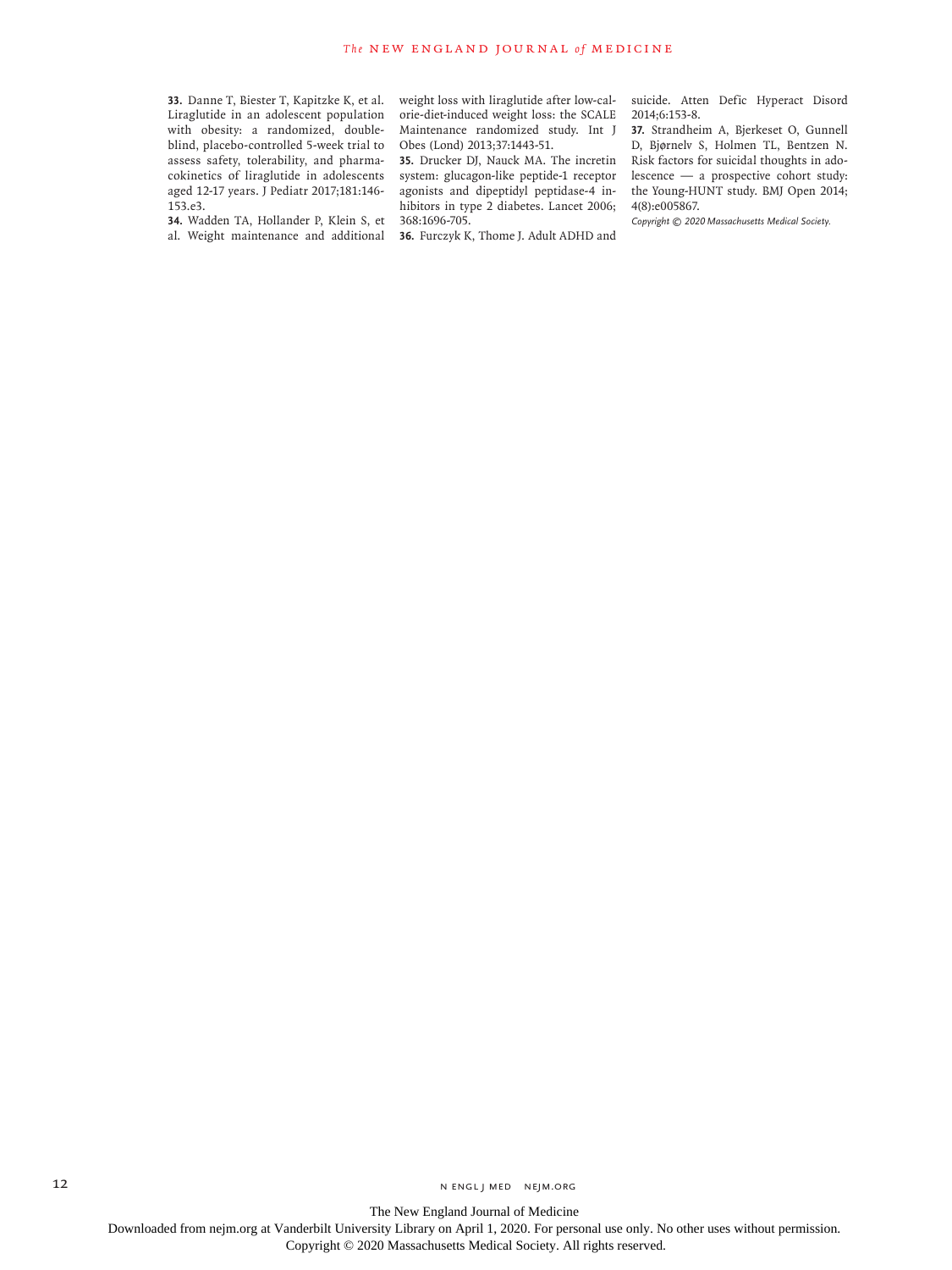**33.** Danne T, Biester T, Kapitzke K, et al. Liraglutide in an adolescent population with obesity: a randomized, double-blind, placebo-controlled 5-week trial to assess safety, tolerability, and pharmacokinetics of liraglutide in adolescents aged 12-17 years. J Pediatr 2017;181:146-153.e3.

**34.** Wadden TA, Hollander P, Klein S, et al. Weight maintenance and additional weight loss with liraglutide after low-calorie-diet-induced weight loss: the SCALE Maintenance randomized study. Int J Obes (Lond) 2013;37:1443-51.

**35.** Drucker DJ, Nauck MA. The incretin system: glucagon-like peptide-1 receptor agonists and dipeptidyl peptidase-4 inhibitors in type 2 diabetes. Lancet 2006; 368:1696-705.

**36.** Furczyk K, Thome J. Adult ADHD and suicide. Atten Defic Hyperact Disord 2014;6:153-8.

**37.** Strandheim A, Bjerkeset O, Gunnell D, Bjørnelv S, Holmen TL, Bentzen N. Risk factors for suicidal thoughts in adolescence — a prospective cohort study: the Young-HUNT study. BMJ Open 2014; 4(8):e005867.

*Copyright © 2020 Massachusetts Medical Society.*